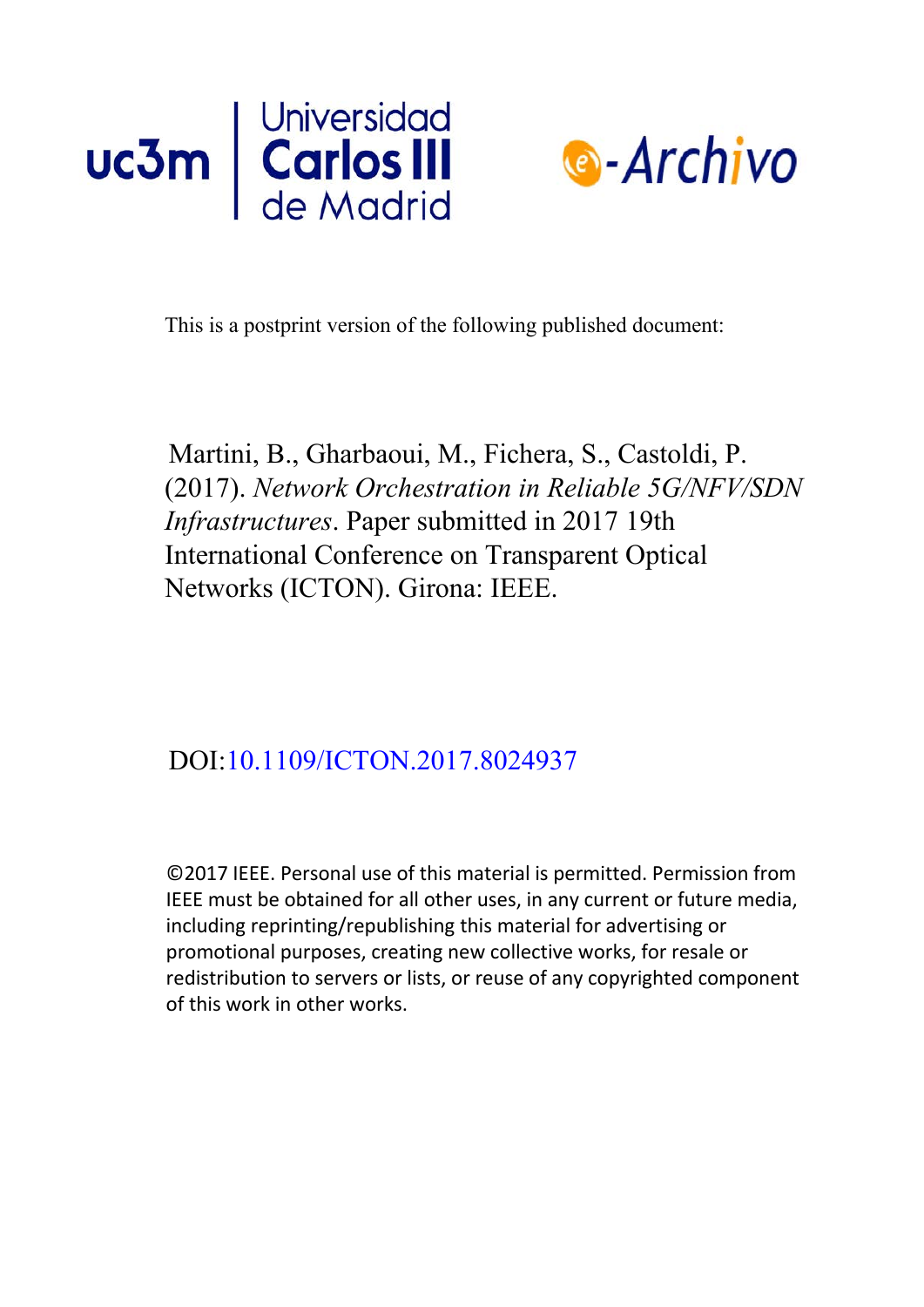Universidad Carlos III de Madrid

e-Archivo

This is a postprint version of the following published document:

Martini, B., Gharbaoui, M., Fichera, S., Castoldi, P. (2017). *Network Orchestration in Reliable 5G/NFV/SDN Infrastructures*. Paper submitted in 2017 19th International Conference on Transparent Optical Networks (ICTON). Girona: IEEE.

DOI:10.1109/ICTON.2017.8024937

©2017 IEEE. Personal use of this material is permitted. Permission from IEEE must be obtained for all other uses, in any current or future media, including reprinting/republishing this material for advertising or promotional purposes, creating new collective works, for resale or redistribution to servers or lists, or reuse of any copyrighted component of this work in other works.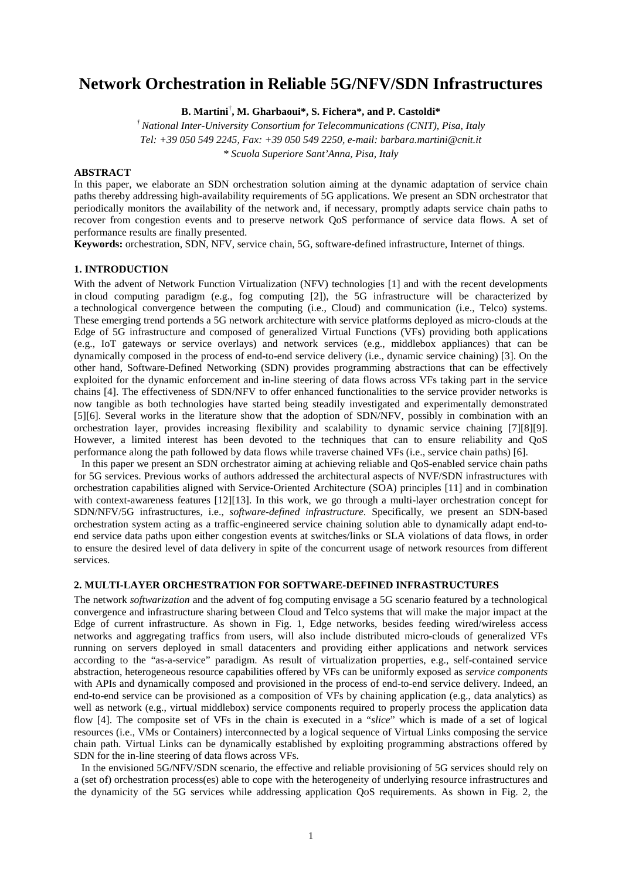# Network Orchestration in Reliable 5G/NFV/SDN Infrastructures

**B. Martini[†], M. Gharbaoui\*, S. Fichera\*, and P. Castoldi\***

*[†] National Inter-University Consortium for Telecommunications (CNIT), Pisa, Italy*
*Tel: +39 050 549 2245, Fax: +39 050 549 2250, e-mail: barbara.martini@cnit.it*
*\* Scuola Superiore Sant'Anna, Pisa, Italy*

**ABSTRACT**

In this paper, we elaborate an SDN orchestration solution aiming at the dynamic adaptation of service chain paths thereby addressing high-availability requirements of 5G applications. We present an SDN orchestrator that periodically monitors the availability of the network and, if necessary, promptly adapts service chain paths to recover from congestion events and to preserve network QoS performance of service data flows. A set of performance results are finally presented.

**Keywords:** orchestration, SDN, NFV, service chain, 5G, software-defined infrastructure, Internet of things.

## 1. INTRODUCTION

With the advent of Network Function Virtualization (NFV) technologies [1] and with the recent developments in cloud computing paradigm (e.g., fog computing [2]), the 5G infrastructure will be characterized by a technological convergence between the computing (i.e., Cloud) and communication (i.e., Telco) systems. These emerging trend portends a 5G network architecture with service platforms deployed as micro-clouds at the Edge of 5G infrastructure and composed of generalized Virtual Functions (VFs) providing both applications (e.g., IoT gateways or service overlays) and network services (e.g., middlebox appliances) that can be dynamically composed in the process of end-to-end service delivery (i.e., dynamic service chaining) [3]. On the other hand, Software-Defined Networking (SDN) provides programming abstractions that can be effectively exploited for the dynamic enforcement and in-line steering of data flows across VFs taking part in the service chains [4]. The effectiveness of SDN/NFV to offer enhanced functionalities to the service provider networks is now tangible as both technologies have started being steadily investigated and experimentally demonstrated [5][6]. Several works in the literature show that the adoption of SDN/NFV, possibly in combination with an orchestration layer, provides increasing flexibility and scalability to dynamic service chaining [7][8][9]. However, a limited interest has been devoted to the techniques that can to ensure reliability and QoS performance along the path followed by data flows while traverse chained VFs (i.e., service chain paths) [6].

In this paper we present an SDN orchestrator aiming at achieving reliable and QoS-enabled service chain paths for 5G services. Previous works of authors addressed the architectural aspects of NVF/SDN infrastructures with orchestration capabilities aligned with Service-Oriented Architecture (SOA) principles [11] and in combination with context-awareness features [12][13]. In this work, we go through a multi-layer orchestration concept for SDN/NFV/5G infrastructures, i.e., *software-defined infrastructure*. Specifically, we present an SDN-based orchestration system acting as a traffic-engineered service chaining solution able to dynamically adapt end-to-end service data paths upon either congestion events at switches/links or SLA violations of data flows, in order to ensure the desired level of data delivery in spite of the concurrent usage of network resources from different services.

## 2. MULTI-LAYER ORCHESTRATION FOR SOFTWARE-DEFINED INFRASTRUCTURES

The network *softwarization* and the advent of fog computing envisage a 5G scenario featured by a technological convergence and infrastructure sharing between Cloud and Telco systems that will make the major impact at the Edge of current infrastructure. As shown in Fig. 1, Edge networks, besides feeding wired/wireless access networks and aggregating traffics from users, will also include distributed micro-clouds of generalized VFs running on servers deployed in small datacenters and providing either applications and network services according to the "as-a-service" paradigm. As result of virtualization properties, e.g., self-contained service abstraction, heterogeneous resource capabilities offered by VFs can be uniformly exposed as *service components* with APIs and dynamically composed and provisioned in the process of end-to-end service delivery. Indeed, an end-to-end service can be provisioned as a composition of VFs by chaining application (e.g., data analytics) as well as network (e.g., virtual middlebox) service components required to properly process the application data flow [4]. The composite set of VFs in the chain is executed in a "*slice*" which is made of a set of logical resources (i.e., VMs or Containers) interconnected by a logical sequence of Virtual Links composing the service chain path. Virtual Links can be dynamically established by exploiting programming abstractions offered by SDN for the in-line steering of data flows across VFs.

In the envisioned 5G/NFV/SDN scenario, the effective and reliable provisioning of 5G services should rely on a (set of) orchestration process(es) able to cope with the heterogeneity of underlying resource infrastructures and the dynamicity of the 5G services while addressing application QoS requirements. As shown in Fig. 2, the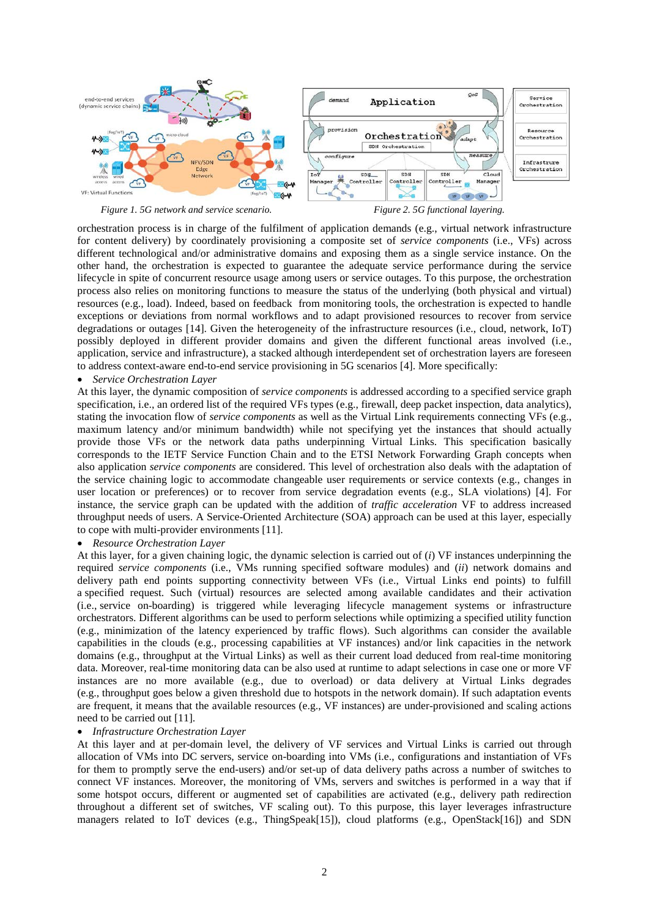*Figure 1. 5G network and service scenario.*

*Figure 2. 5G functional layering.*

orchestration process is in charge of the fulfilment of application demands (e.g., virtual network infrastructure for content delivery) by coordinately provisioning a composite set of *service components* (i.e., VFs) across different technological and/or administrative domains and exposing them as a single service instance. On the other hand, the orchestration is expected to guarantee the adequate service performance during the service lifecycle in spite of concurrent resource usage among users or service outages. To this purpose, the orchestration process also relies on monitoring functions to measure the status of the underlying (both physical and virtual) resources (e.g., load). Indeed, based on feedback from monitoring tools, the orchestration is expected to handle exceptions or deviations from normal workflows and to adapt provisioned resources to recover from service degradations or outages [14]. Given the heterogeneity of the infrastructure resources (i.e., cloud, network, IoT) possibly deployed in different provider domains and given the different functional areas involved (i.e., application, service and infrastructure), a stacked although interdependent set of orchestration layers are foreseen to address context-aware end-to-end service provisioning in 5G scenarios [4]. More specifically:

- *Service Orchestration Layer*

At this layer, the dynamic composition of *service components* is addressed according to a specified service graph specification, i.e., an ordered list of the required VFs types (e.g., firewall, deep packet inspection, data analytics), stating the invocation flow of *service components* as well as the Virtual Link requirements connecting VFs (e.g., maximum latency and/or minimum bandwidth) while not specifying yet the instances that should actually provide those VFs or the network data paths underpinning Virtual Links. This specification basically corresponds to the IETF Service Function Chain and to the ETSI Network Forwarding Graph concepts when also application *service components* are considered. This level of orchestration also deals with the adaptation of the service chaining logic to accommodate changeable user requirements or service contexts (e.g., changes in user location or preferences) or to recover from service degradation events (e.g., SLA violations) [4]. For instance, the service graph can be updated with the addition of *traffic acceleration* VF to address increased throughput needs of users. A Service-Oriented Architecture (SOA) approach can be used at this layer, especially to cope with multi-provider environments [11].

- *Resource Orchestration Layer*

At this layer, for a given chaining logic, the dynamic selection is carried out of (*i*) VF instances underpinning the required *service components* (i.e., VMs running specified software modules) and (*ii*) network domains and delivery path end points supporting connectivity between VFs (i.e., Virtual Links end points) to fulfill a specified request. Such (virtual) resources are selected among available candidates and their activation (i.e., service on-boarding) is triggered while leveraging lifecycle management systems or infrastructure orchestrators. Different algorithms can be used to perform selections while optimizing a specified utility function (e.g., minimization of the latency experienced by traffic flows). Such algorithms can consider the available capabilities in the clouds (e.g., processing capabilities at VF instances) and/or link capacities in the network domains (e.g., throughput at the Virtual Links) as well as their current load deduced from real-time monitoring data. Moreover, real-time monitoring data can be also used at runtime to adapt selections in case one or more VF instances are no more available (e.g., due to overload) or data delivery at Virtual Links degrades (e.g., throughput goes below a given threshold due to hotspots in the network domain). If such adaptation events are frequent, it means that the available resources (e.g., VF instances) are under-provisioned and scaling actions need to be carried out [11].

- *Infrastructure Orchestration Layer*

At this layer and at per-domain level, the delivery of VF services and Virtual Links is carried out through allocation of VMs into DC servers, service on-boarding into VMs (i.e., configurations and instantiation of VFs for them to promptly serve the end-users) and/or set-up of data delivery paths across a number of switches to connect VF instances. Moreover, the monitoring of VMs, servers and switches is performed in a way that if some hotspot occurs, different or augmented set of capabilities are activated (e.g., delivery path redirection throughout a different set of switches, VF scaling out). To this purpose, this layer leverages infrastructure managers related to IoT devices (e.g., ThingSpeak[15]), cloud platforms (e.g., OpenStack[16]) and SDN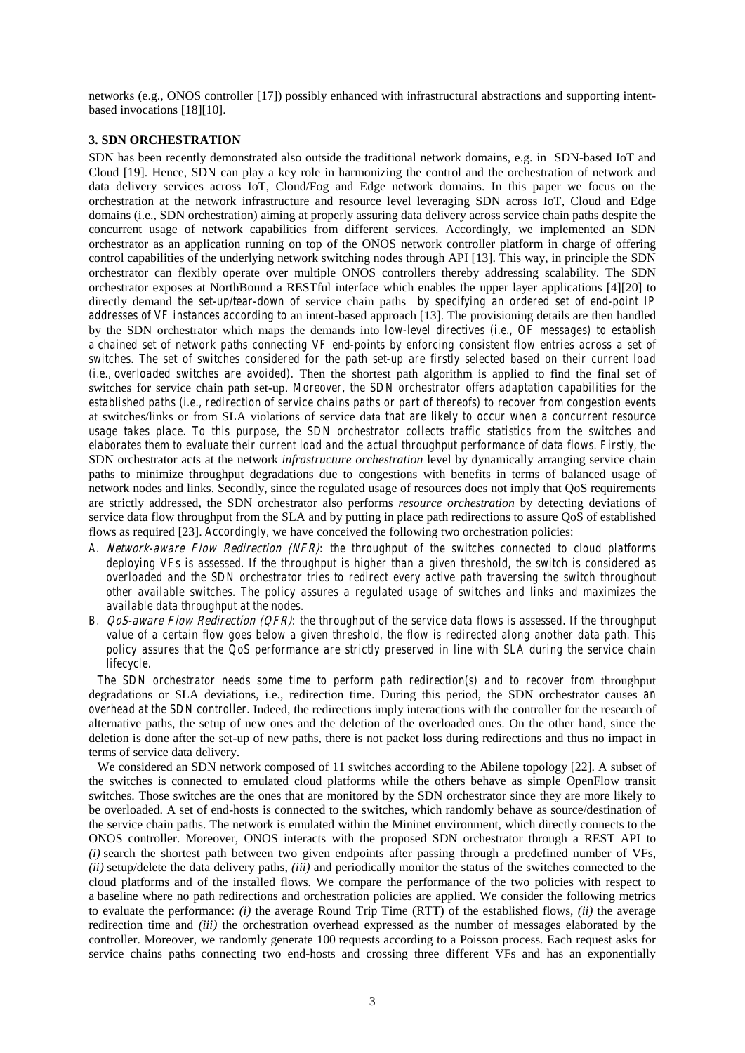networks (e.g., ONOS controller [17]) possibly enhanced with infrastructural abstractions and supporting intent-based invocations [18][10].

### 3. SDN ORCHESTRATION

SDN has been recently demonstrated also outside the traditional network domains, e.g. in SDN-based IoT and Cloud [19]. Hence, SDN can play a key role in harmonizing the control and the orchestration of network and data delivery services across IoT, Cloud/Fog and Edge network domains. In this paper we focus on the orchestration at the network infrastructure and resource level leveraging SDN across IoT, Cloud and Edge domains (i.e., SDN orchestration) aiming at properly assuring data delivery across service chain paths despite the concurrent usage of network capabilities from different services. Accordingly, we implemented an SDN orchestrator as an application running on top of the ONOS network controller platform in charge of offering control capabilities of the underlying network switching nodes through API [13]. This way, in principle the SDN orchestrator can flexibly operate over multiple ONOS controllers thereby addressing scalability. The SDN orchestrator exposes at NorthBound a RESTful interface which enables the upper layer applications [4][20] to directly demand the set-up/tear-down of service chain paths by specifying an ordered set of end-point IP addresses of VF instances according to an intent-based approach [13]. The provisioning details are then handled by the SDN orchestrator which maps the demands into low-level directives (i.e., OF messages) to establish a chained set of network paths connecting VF end-points by enforcing consistent flow entries across a set of switches. The set of switches considered for the path set-up are firstly selected based on their current load (i.e., overloaded switches are avoided). Then the shortest path algorithm is applied to find the final set of switches for service chain path set-up. Moreover, the SDN orchestrator offers adaptation capabilities for the established paths (i.e., redirection of service chains paths or part of thereofs) to recover from congestion events at switches/links or from SLA violations of service data that are likely to occur when a concurrent resource usage takes place. To this purpose, the SDN orchestrator collects traffic statistics from the switches and elaborates them to evaluate their current load and the actual throughput performance of data flows. Firstly, the SDN orchestrator acts at the network *infrastructure orchestration* level by dynamically arranging service chain paths to minimize throughput degradations due to congestions with benefits in terms of balanced usage of network nodes and links. Secondly, since the regulated usage of resources does not imply that QoS requirements are strictly addressed, the SDN orchestrator also performs *resource orchestration* by detecting deviations of service data flow throughput from the SLA and by putting in place path redirections to assure QoS of established flows as required [23]. Accordingly, we have conceived the following two orchestration policies:

A. *Network-aware Flow Redirection (NFR)*: the throughput of the switches connected to cloud platforms deploying VFs is assessed. If the throughput is higher than a given threshold, the switch is considered as overloaded and the SDN orchestrator tries to redirect every active path traversing the switch throughout other available switches. The policy assures a regulated usage of switches and links and maximizes the available data throughput at the nodes.

B. *QoS-aware Flow Redirection (QFR)*: the throughput of the service data flows is assessed. If the throughput value of a certain flow goes below a given threshold, the flow is redirected along another data path. This policy assures that the QoS performance are strictly preserved in line with SLA during the service chain lifecycle.

The SDN orchestrator needs some time to perform path redirection(s) and to recover from throughput degradations or SLA deviations, i.e., redirection time. During this period, the SDN orchestrator causes an overhead at the SDN controller. Indeed, the redirections imply interactions with the controller for the research of alternative paths, the setup of new ones and the deletion of the overloaded ones. On the other hand, since the deletion is done after the set-up of new paths, there is not packet loss during redirections and thus no impact in terms of service data delivery.

We considered an SDN network composed of 11 switches according to the Abilene topology [22]. A subset of the switches is connected to emulated cloud platforms while the others behave as simple OpenFlow transit switches. Those switches are the ones that are monitored by the SDN orchestrator since they are more likely to be overloaded. A set of end-hosts is connected to the switches, which randomly behave as source/destination of the service chain paths. The network is emulated within the Mininet environment, which directly connects to the ONOS controller. Moreover, ONOS interacts with the proposed SDN orchestrator through a REST API to *(i)* search the shortest path between two given endpoints after passing through a predefined number of VFs, *(ii)* setup/delete the data delivery paths, *(iii)* and periodically monitor the status of the switches connected to the cloud platforms and of the installed flows. We compare the performance of the two policies with respect to a baseline where no path redirections and orchestration policies are applied. We consider the following metrics to evaluate the performance: *(i)* the average Round Trip Time (RTT) of the established flows, *(ii)* the average redirection time and *(iii)* the orchestration overhead expressed as the number of messages elaborated by the controller. Moreover, we randomly generate 100 requests according to a Poisson process. Each request asks for service chains paths connecting two end-hosts and crossing three different VFs and has an exponentially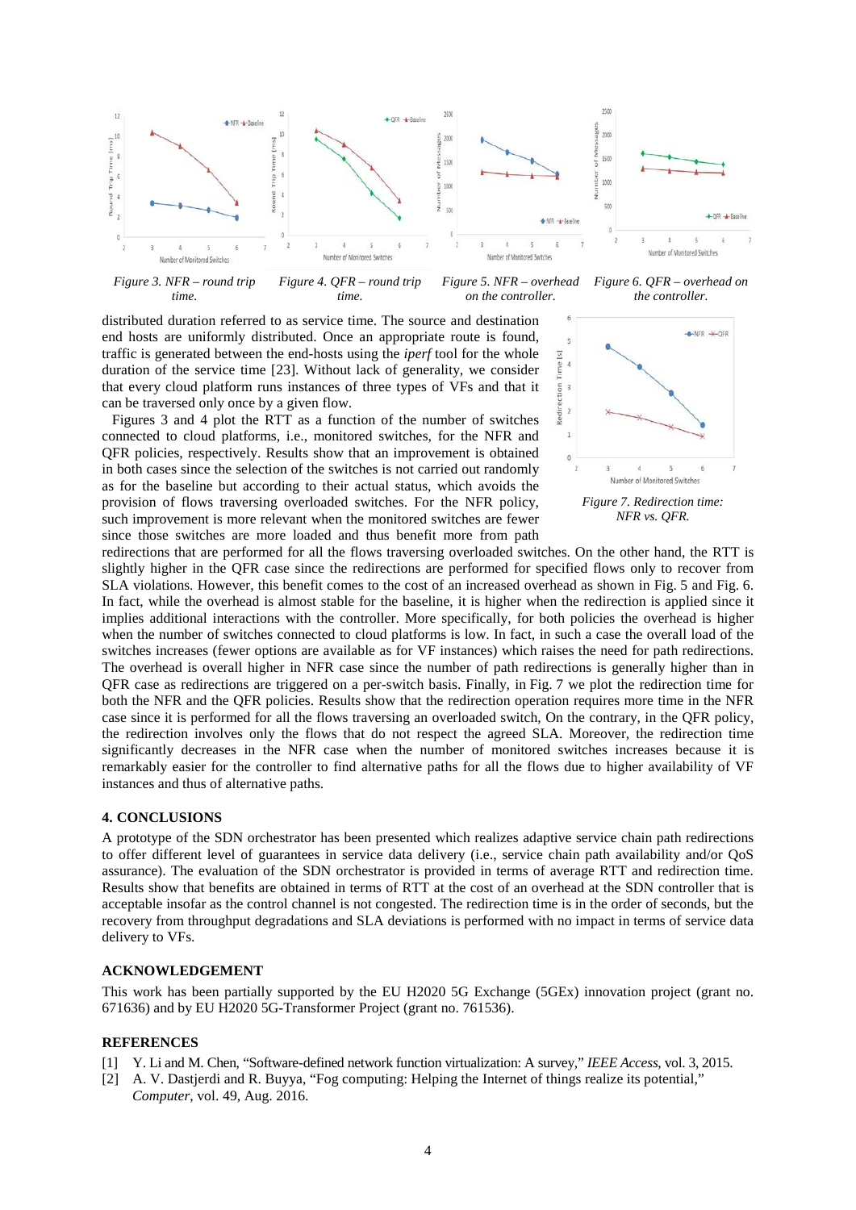Figure 3. NFR – round trip time.

Figure 4. QFR – round trip time.

Figure 5. NFR – overhead on the controller.

Figure 6. QFR – overhead on the controller.

distributed duration referred to as service time. The source and destination end hosts are uniformly distributed. Once an appropriate route is found, traffic is generated between the end-hosts using the *iperf* tool for the whole duration of the service time [23]. Without lack of generality, we consider that every cloud platform runs instances of three types of VFs and that it can be traversed only once by a given flow.

Figures 3 and 4 plot the RTT as a function of the number of switches connected to cloud platforms, i.e., monitored switches, for the NFR and QFR policies, respectively. Results show that an improvement is obtained in both cases since the selection of the switches is not carried out randomly as for the baseline but according to their actual status, which avoids the provision of flows traversing overloaded switches. For the NFR policy, such improvement is more relevant when the monitored switches are fewer since those switches are more loaded and thus benefit more from path redirections that are performed for all the flows traversing overloaded switches. On the other hand, the RTT is slightly higher in the QFR case since the redirections are performed for specified flows only to recover from SLA violations. However, this benefit comes to the cost of an increased overhead as shown in Fig. 5 and Fig. 6. In fact, while the overhead is almost stable for the baseline, it is higher when the redirection is applied since it implies additional interactions with the controller. More specifically, for both policies the overhead is higher when the number of switches connected to cloud platforms is low. In fact, in such a case the overall load of the switches increases (fewer options are available as for VF instances) which raises the need for path redirections. The overhead is overall higher in NFR case since the number of path redirections is generally higher than in QFR case as redirections are triggered on a per-switch basis. Finally, in Fig. 7 we plot the redirection time for both the NFR and the QFR policies. Results show that the redirection operation requires more time in the NFR case since it is performed for all the flows traversing an overloaded switch, On the contrary, in the QFR policy, the redirection involves only the flows that do not respect the agreed SLA. Moreover, the redirection time significantly decreases in the NFR case when the number of monitored switches increases because it is remarkably easier for the controller to find alternative paths for all the flows due to higher availability of VF instances and thus of alternative paths.

Figure 7. Redirection time: NFR vs. QFR.

## 4. CONCLUSIONS

A prototype of the SDN orchestrator has been presented which realizes adaptive service chain path redirections to offer different level of guarantees in service data delivery (i.e., service chain path availability and/or QoS assurance). The evaluation of the SDN orchestrator is provided in terms of average RTT and redirection time. Results show that benefits are obtained in terms of RTT at the cost of an overhead at the SDN controller that is acceptable insofar as the control channel is not congested. The redirection time is in the order of seconds, but the recovery from throughput degradations and SLA deviations is performed with no impact in terms of service data delivery to VFs.

## ACKNOWLEDGEMENT

This work has been partially supported by the EU H2020 5G Exchange (5GEx) innovation project (grant no. 671636) and by EU H2020 5G-Transformer Project (grant no. 761536).

## REFERENCES

[1] Y. Li and M. Chen, “Software-defined network function virtualization: A survey,” *IEEE Access*, vol. 3, 2015.

[2] A. V. Dastjerdi and R. Buyya, “Fog computing: Helping the Internet of things realize its potential,” *Computer*, vol. 49, Aug. 2016.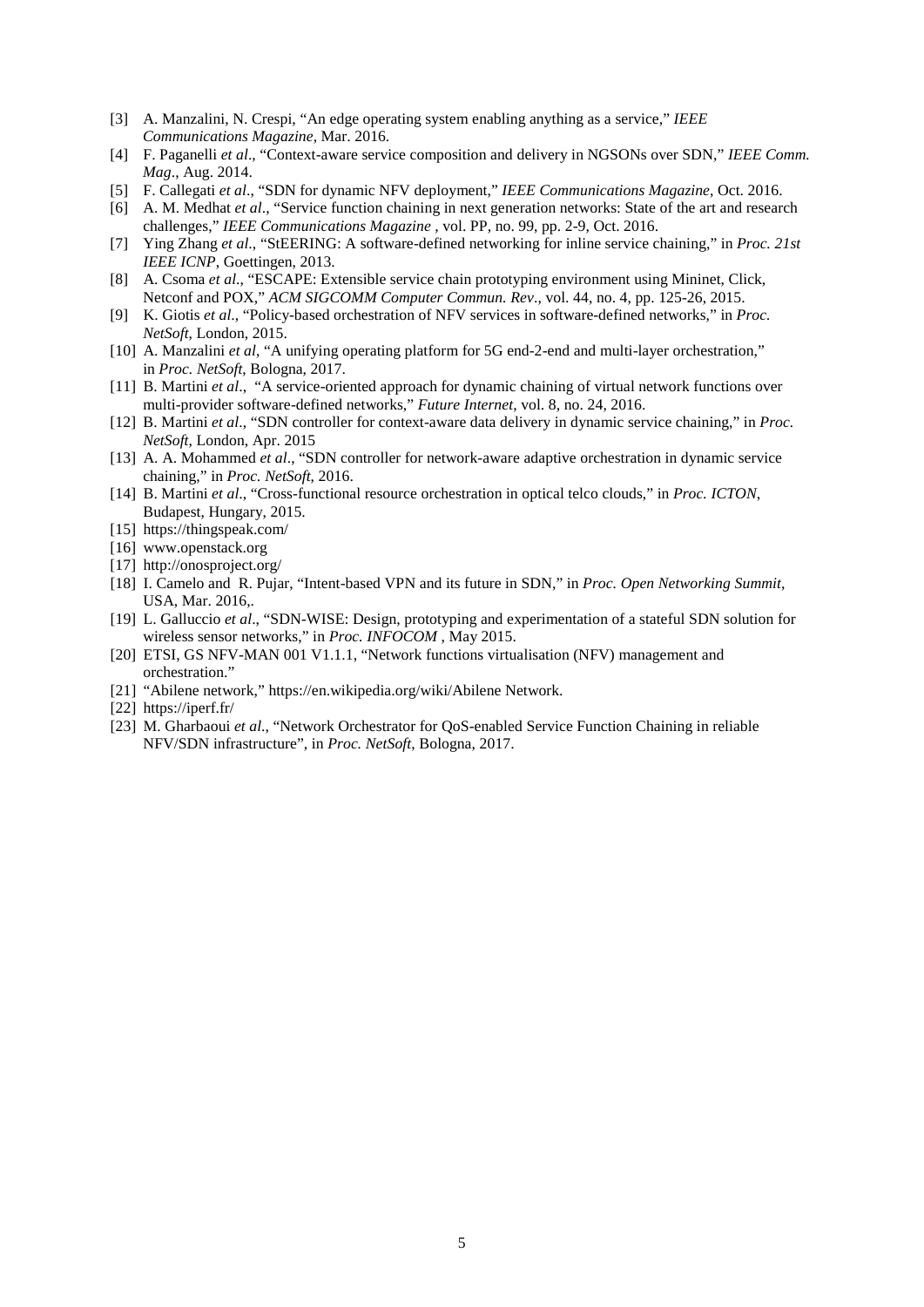[3] A. Manzalini, N. Crespi, "An edge operating system enabling anything as a service," *IEEE Communications Magazine*, Mar. 2016.

[4] F. Paganelli *et al*., "Context-aware service composition and delivery in NGSONs over SDN," *IEEE Comm. Mag*., Aug. 2014.

[5] F. Callegati *et al*., "SDN for dynamic NFV deployment," *IEEE Communications Magazine*, Oct. 2016.

[6] A. M. Medhat *et al*., "Service function chaining in next generation networks: State of the art and research challenges," *IEEE Communications Magazine* , vol. PP, no. 99, pp. 2-9, Oct. 2016.

[7] Ying Zhang *et al*., "StEERING: A software-defined networking for inline service chaining," in *Proc. 21st IEEE ICNP*, Goettingen, 2013.

[8] A. Csoma *et al*., "ESCAPE: Extensible service chain prototyping environment using Mininet, Click, Netconf and POX," *ACM SIGCOMM Computer Commun. Rev*., vol. 44, no. 4, pp. 125-26, 2015.

[9] K. Giotis *et al*., "Policy-based orchestration of NFV services in software-defined networks," in *Proc. NetSoft*, London, 2015.

[10] A. Manzalini *et al*, "A unifying operating platform for 5G end-2-end and multi-layer orchestration," in *Proc. NetSoft*, Bologna, 2017.

[11] B. Martini *et al*., "A service-oriented approach for dynamic chaining of virtual network functions over multi-provider software-defined networks," *Future Internet*, vol. 8, no. 24, 2016.

[12] B. Martini *et al*., "SDN controller for context-aware data delivery in dynamic service chaining," in *Proc. NetSoft*, London, Apr. 2015

[13] A. A. Mohammed *et al*., "SDN controller for network-aware adaptive orchestration in dynamic service chaining," in *Proc. NetSoft*, 2016.

[14] B. Martini *et al*., "Cross-functional resource orchestration in optical telco clouds," in *Proc. ICTON*, Budapest, Hungary, 2015.

[15] https://thingspeak.com/

[16] www.openstack.org

[17] http://onosproject.org/

[18] I. Camelo and R. Pujar, "Intent-based VPN and its future in SDN," in *Proc. Open Networking Summit*, USA, Mar. 2016,.

[19] L. Galluccio *et al*., "SDN-WISE: Design, prototyping and experimentation of a stateful SDN solution for wireless sensor networks," in *Proc. INFOCOM* , May 2015.

[20] ETSI, GS NFV-MAN 001 V1.1.1, "Network functions virtualisation (NFV) management and orchestration."

[21] "Abilene network," https://en.wikipedia.org/wiki/Abilene Network.

[22] https://iperf.fr/

[23] M. Gharbaoui *et al*., "Network Orchestrator for QoS-enabled Service Function Chaining in reliable NFV/SDN infrastructure", in *Proc. NetSoft*, Bologna, 2017.